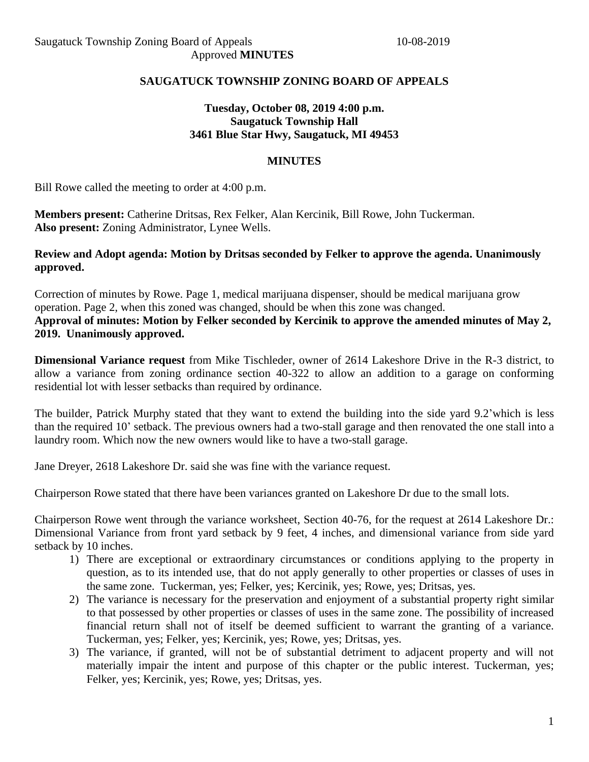## SAUGATUCK TOWNSHIP ZONING BOARD OF APPEALS

**Tuesday, October 08, 2019 4:00 p.m.**
**Saugatuck Township Hall**
**3461 Blue Star Hwy, Saugatuck, MI 49453**

## MINUTES

Bill Rowe called the meeting to order at 4:00 p.m.

**Members present:** Catherine Dritsas, Rex Felker, Alan Kercinik, Bill Rowe, John Tuckerman.
**Also present:** Zoning Administrator, Lynee Wells.

**Review and Adopt agenda: Motion by Dritsas seconded by Felker to approve the agenda. Unanimously approved.**

Correction of minutes by Rowe. Page 1, medical marijuana dispenser, should be medical marijuana grow operation. Page 2, when this zoned was changed, should be when this zone was changed.
**Approval of minutes: Motion by Felker seconded by Kercinik to approve the amended minutes of May 2, 2019. Unanimously approved.**

**Dimensional Variance request** from Mike Tischleder, owner of 2614 Lakeshore Drive in the R-3 district, to allow a variance from zoning ordinance section 40-322 to allow an addition to a garage on conforming residential lot with lesser setbacks than required by ordinance.

The builder, Patrick Murphy stated that they want to extend the building into the side yard 9.2'which is less than the required 10' setback. The previous owners had a two-stall garage and then renovated the one stall into a laundry room. Which now the new owners would like to have a two-stall garage.

Jane Dreyer, 2618 Lakeshore Dr. said she was fine with the variance request.

Chairperson Rowe stated that there have been variances granted on Lakeshore Dr due to the small lots.

Chairperson Rowe went through the variance worksheet, Section 40-76, for the request at 2614 Lakeshore Dr.: Dimensional Variance from front yard setback by 9 feet, 4 inches, and dimensional variance from side yard setback by 10 inches.

1) There are exceptional or extraordinary circumstances or conditions applying to the property in question, as to its intended use, that do not apply generally to other properties or classes of uses in the same zone. Tuckerman, yes; Felker, yes; Kercinik, yes; Rowe, yes; Dritsas, yes.
2) The variance is necessary for the preservation and enjoyment of a substantial property right similar to that possessed by other properties or classes of uses in the same zone. The possibility of increased financial return shall not of itself be deemed sufficient to warrant the granting of a variance. Tuckerman, yes; Felker, yes; Kercinik, yes; Rowe, yes; Dritsas, yes.
3) The variance, if granted, will not be of substantial detriment to adjacent property and will not materially impair the intent and purpose of this chapter or the public interest. Tuckerman, yes; Felker, yes; Kercinik, yes; Rowe, yes; Dritsas, yes.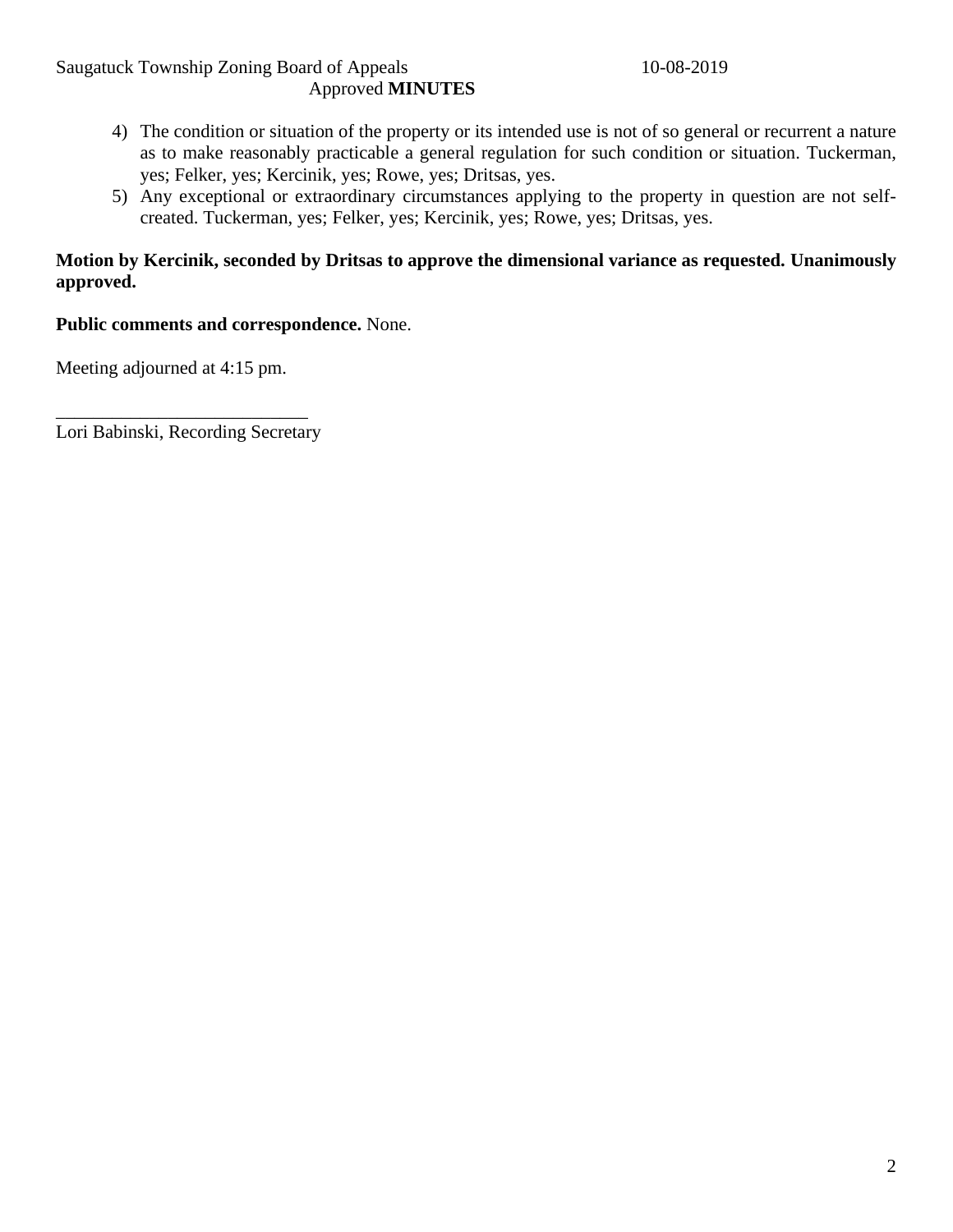4) The condition or situation of the property or its intended use is not of so general or recurrent a nature as to make reasonably practicable a general regulation for such condition or situation. Tuckerman, yes; Felker, yes; Kercinik, yes; Rowe, yes; Dritsas, yes.
5) Any exceptional or extraordinary circumstances applying to the property in question are not self-created. Tuckerman, yes; Felker, yes; Kercinik, yes; Rowe, yes; Dritsas, yes.

**Motion by Kercinik, seconded by Dritsas to approve the dimensional variance as requested. Unanimously approved.**

**Public comments and correspondence.** None.

Meeting adjourned at 4:15 pm.

___________________________
Lori Babinski, Recording Secretary